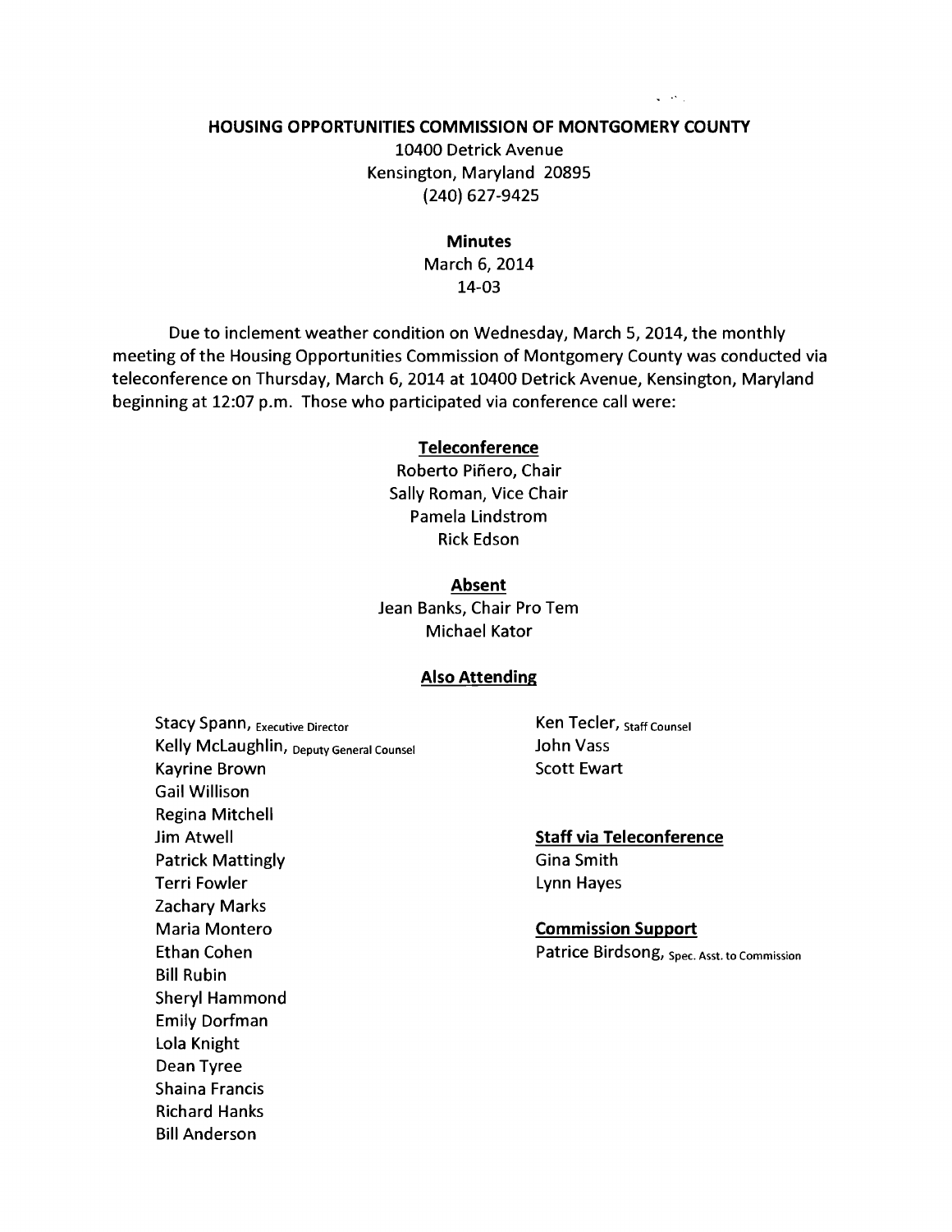# HOUSING OPPORTUNITIES COMMISSION OF MONTGOMERY COUNTY

10400 Detrick Avenue
Kensington, Maryland 20895
(240) 627-9425

## Minutes

March 6, 2014
14-03

Due to inclement weather condition on Wednesday, March 5, 2014, the monthly meeting of the Housing Opportunities Commission of Montgomery County was conducted via teleconference on Thursday, March 6, 2014 at 10400 Detrick Avenue, Kensington, Maryland beginning at 12:07 p.m. Those who participated via conference call were:

**Teleconference**

Roberto Piñero, Chair
Sally Roman, Vice Chair
Pamela Lindstrom
Rick Edson

**Absent**

Jean Banks, Chair Pro Tem
Michael Kator

**Also Attending**

Stacy Spann, Executive Director
Kelly McLaughlin, Deputy General Counsel
Kayrine Brown
Gail Willison
Regina Mitchell
Jim Atwell
Patrick Mattingly
Terri Fowler
Zachary Marks
Maria Montero
Ethan Cohen
Bill Rubin
Sheryl Hammond
Emily Dorfman
Lola Knight
Dean Tyree
Shaina Francis
Richard Hanks
Bill Anderson

Ken Tecler, Staff Counsel
John Vass
Scott Ewart

**Staff via Teleconference**

Gina Smith
Lynn Hayes

**Commission Support**

Patrice Birdsong, Spec. Asst. to Commission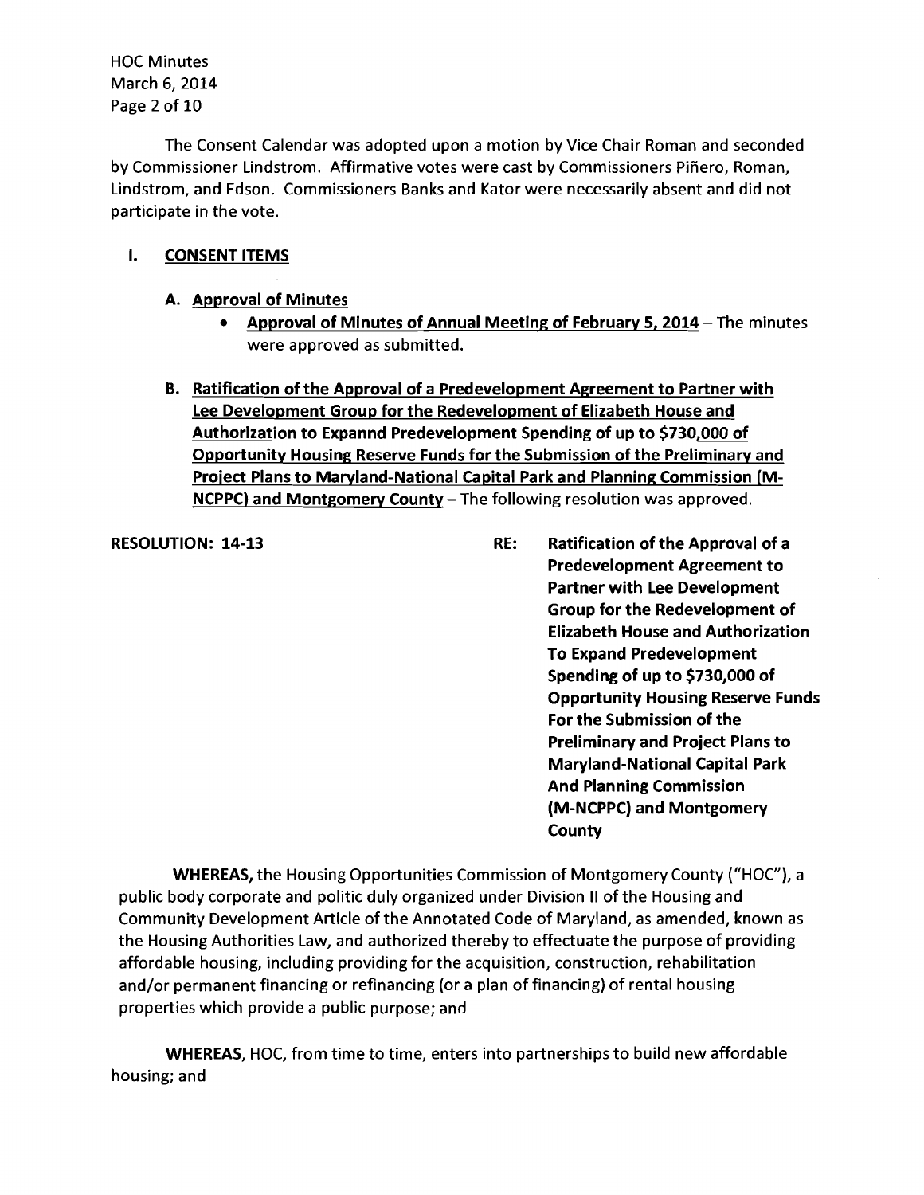The Consent Calendar was adopted upon a motion by Vice Chair Roman and seconded by Commissioner Lindstrom. Affirmative votes were cast by Commissioners Piñero, Roman, Lindstrom, and Edson. Commissioners Banks and Kator were necessarily absent and did not participate in the vote.

## I. CONSENT ITEMS

**A. Approval of Minutes**

- **Approval of Minutes of Annual Meeting of February 5, 2014** – The minutes were approved as submitted.

**B. Ratification of the Approval of a Predevelopment Agreement to Partner with Lee Development Group for the Redevelopment of Elizabeth House and Authorization to Expannd Predevelopment Spending of up to $730,000 of Opportunity Housing Reserve Funds for the Submission of the Preliminary and Project Plans to Maryland-National Capital Park and Planning Commission (M-NCPPC) and Montgomery County** – The following resolution was approved.

**RESOLUTION: 14-13**

**RE: Ratification of the Approval of a Predevelopment Agreement to Partner with Lee Development Group for the Redevelopment of Elizabeth House and Authorization To Expand Predevelopment Spending of up to $730,000 of Opportunity Housing Reserve Funds For the Submission of the Preliminary and Project Plans to Maryland-National Capital Park And Planning Commission (M-NCPPC) and Montgomery County**

**WHEREAS,** the Housing Opportunities Commission of Montgomery County ("HOC"), a public body corporate and politic duly organized under Division II of the Housing and Community Development Article of the Annotated Code of Maryland, as amended, known as the Housing Authorities Law, and authorized thereby to effectuate the purpose of providing affordable housing, including providing for the acquisition, construction, rehabilitation and/or permanent financing or refinancing (or a plan of financing) of rental housing properties which provide a public purpose; and

**WHEREAS,** HOC, from time to time, enters into partnerships to build new affordable housing; and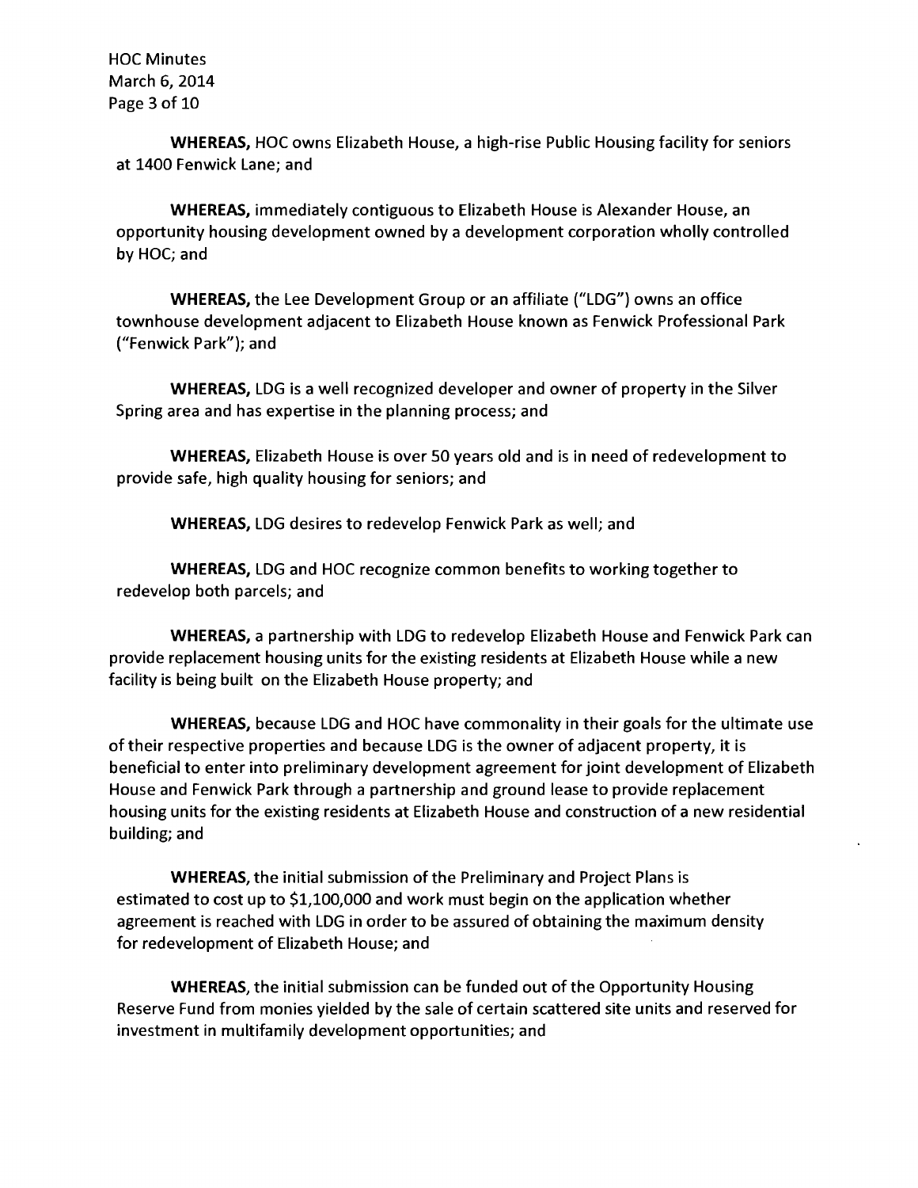**WHEREAS,** HOC owns Elizabeth House, a high-rise Public Housing facility for seniors at 1400 Fenwick Lane; and

**WHEREAS,** immediately contiguous to Elizabeth House is Alexander House, an opportunity housing development owned by a development corporation wholly controlled by HOC; and

**WHEREAS,** the Lee Development Group or an affiliate ("LDG") owns an office townhouse development adjacent to Elizabeth House known as Fenwick Professional Park ("Fenwick Park"); and

**WHEREAS,** LDG is a well recognized developer and owner of property in the Silver Spring area and has expertise in the planning process; and

**WHEREAS,** Elizabeth House is over 50 years old and is in need of redevelopment to provide safe, high quality housing for seniors; and

**WHEREAS,** LDG desires to redevelop Fenwick Park as well; and

**WHEREAS,** LDG and HOC recognize common benefits to working together to redevelop both parcels; and

**WHEREAS,** a partnership with LDG to redevelop Elizabeth House and Fenwick Park can provide replacement housing units for the existing residents at Elizabeth House while a new facility is being built on the Elizabeth House property; and

**WHEREAS,** because LDG and HOC have commonality in their goals for the ultimate use of their respective properties and because LDG is the owner of adjacent property, it is beneficial to enter into preliminary development agreement for joint development of Elizabeth House and Fenwick Park through a partnership and ground lease to provide replacement housing units for the existing residents at Elizabeth House and construction of a new residential building; and

**WHEREAS,** the initial submission of the Preliminary and Project Plans is estimated to cost up to $1,100,000 and work must begin on the application whether agreement is reached with LDG in order to be assured of obtaining the maximum density for redevelopment of Elizabeth House; and

**WHEREAS,** the initial submission can be funded out of the Opportunity Housing Reserve Fund from monies yielded by the sale of certain scattered site units and reserved for investment in multifamily development opportunities; and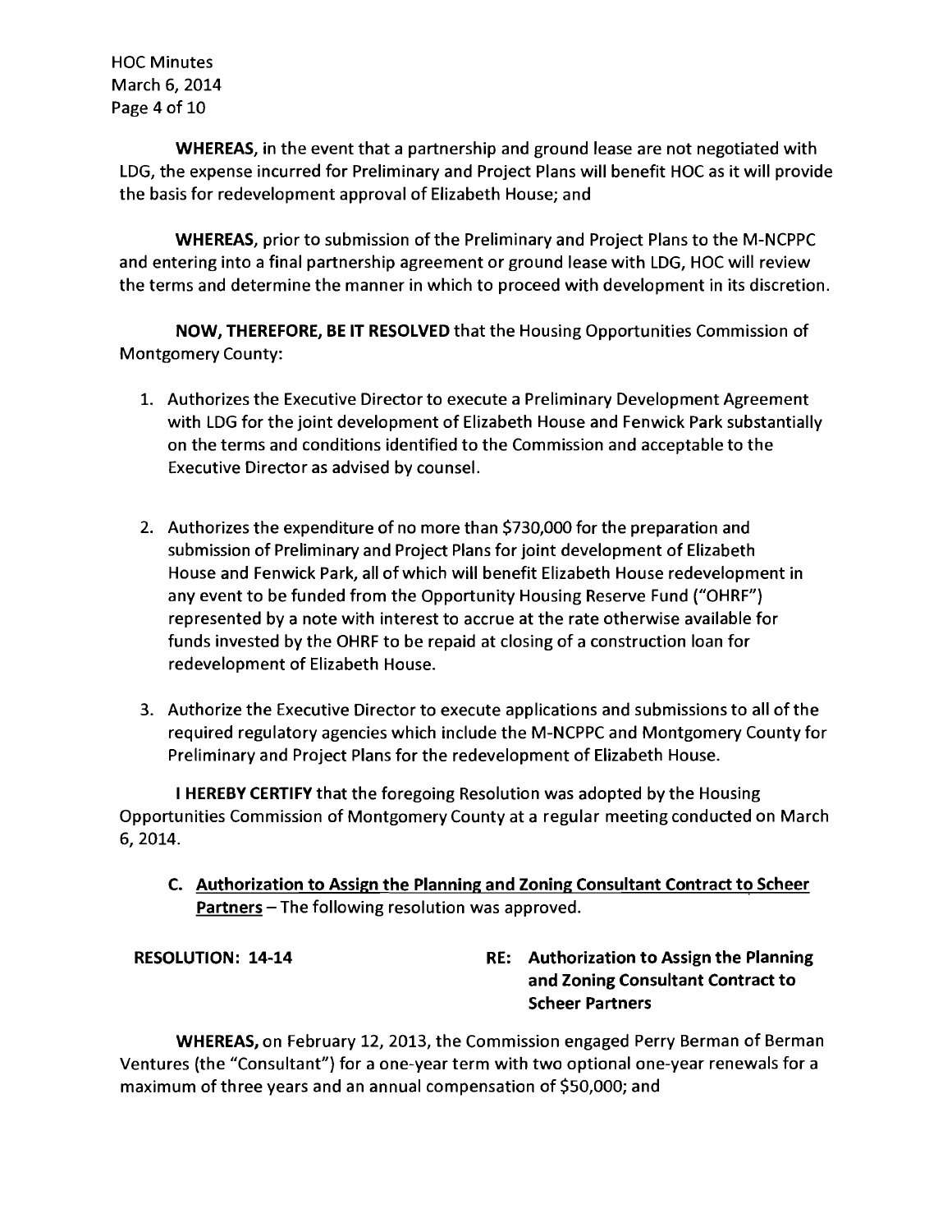**WHEREAS**, in the event that a partnership and ground lease are not negotiated with LDG, the expense incurred for Preliminary and Project Plans will benefit HOC as it will provide the basis for redevelopment approval of Elizabeth House; and

**WHEREAS**, prior to submission of the Preliminary and Project Plans to the M-NCPPC and entering into a final partnership agreement or ground lease with LDG, HOC will review the terms and determine the manner in which to proceed with development in its discretion.

**NOW, THEREFORE, BE IT RESOLVED** that the Housing Opportunities Commission of Montgomery County:

1. Authorizes the Executive Director to execute a Preliminary Development Agreement with LDG for the joint development of Elizabeth House and Fenwick Park substantially on the terms and conditions identified to the Commission and acceptable to the Executive Director as advised by counsel.

2. Authorizes the expenditure of no more than $730,000 for the preparation and submission of Preliminary and Project Plans for joint development of Elizabeth House and Fenwick Park, all of which will benefit Elizabeth House redevelopment in any event to be funded from the Opportunity Housing Reserve Fund ("OHRF") represented by a note with interest to accrue at the rate otherwise available for funds invested by the OHRF to be repaid at closing of a construction loan for redevelopment of Elizabeth House.

3. Authorize the Executive Director to execute applications and submissions to all of the required regulatory agencies which include the M-NCPPC and Montgomery County for Preliminary and Project Plans for the redevelopment of Elizabeth House.

**I HEREBY CERTIFY** that the foregoing Resolution was adopted by the Housing Opportunities Commission of Montgomery County at a regular meeting conducted on March 6, 2014.

C. **Authorization to Assign the Planning and Zoning Consultant Contract to Scheer Partners** – The following resolution was approved.

**RESOLUTION: 14-14** **RE: Authorization to Assign the Planning and Zoning Consultant Contract to Scheer Partners**

**WHEREAS,** on February 12, 2013, the Commission engaged Perry Berman of Berman Ventures (the "Consultant") for a one-year term with two optional one-year renewals for a maximum of three years and an annual compensation of $50,000; and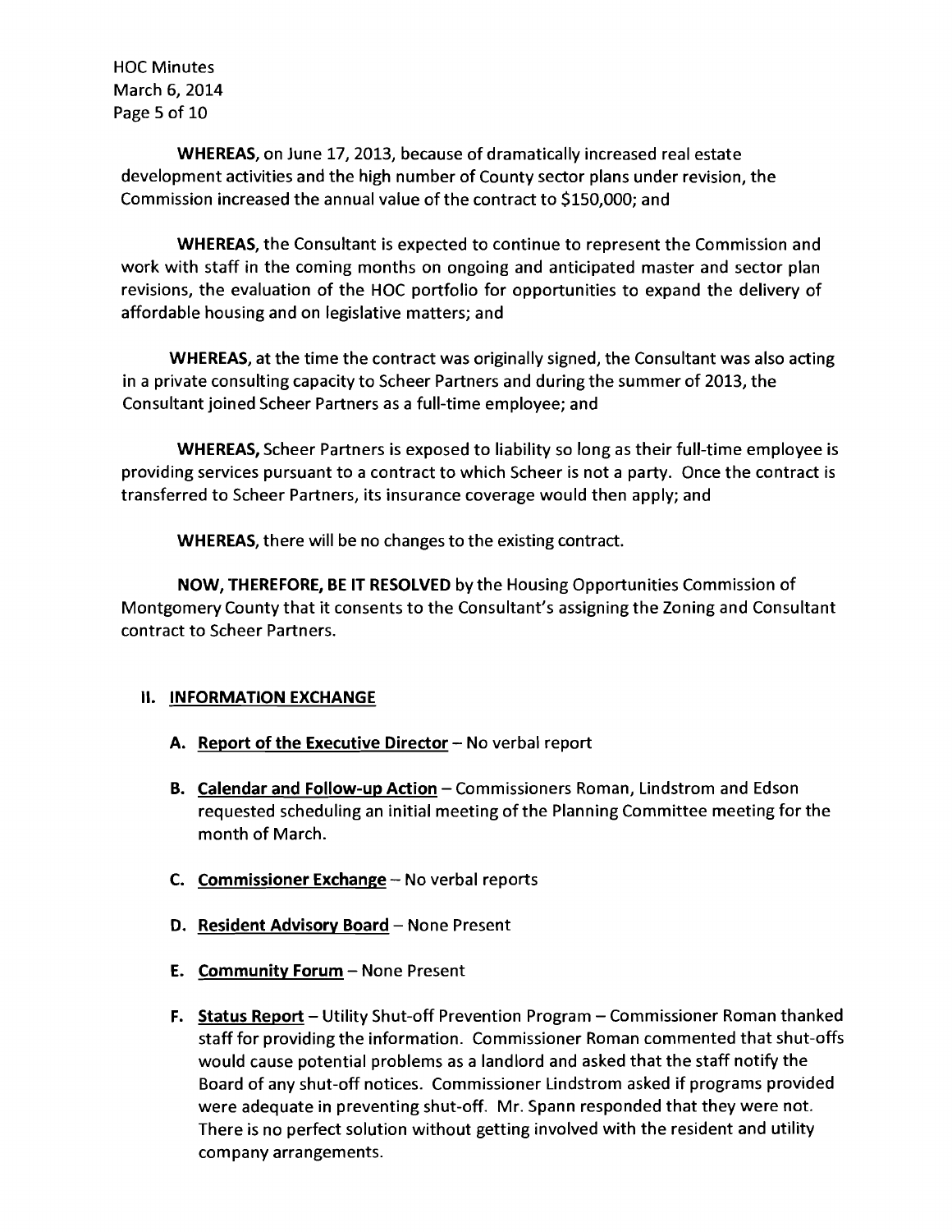**WHEREAS**, on June 17, 2013, because of dramatically increased real estate development activities and the high number of County sector plans under revision, the Commission increased the annual value of the contract to $150,000; and

**WHEREAS**, the Consultant is expected to continue to represent the Commission and work with staff in the coming months on ongoing and anticipated master and sector plan revisions, the evaluation of the HOC portfolio for opportunities to expand the delivery of affordable housing and on legislative matters; and

**WHEREAS**, at the time the contract was originally signed, the Consultant was also acting in a private consulting capacity to Scheer Partners and during the summer of 2013, the Consultant joined Scheer Partners as a full-time employee; and

**WHEREAS,** Scheer Partners is exposed to liability so long as their full-time employee is providing services pursuant to a contract to which Scheer is not a party. Once the contract is transferred to Scheer Partners, its insurance coverage would then apply; and

**WHEREAS,** there will be no changes to the existing contract.

**NOW, THEREFORE, BE IT RESOLVED** by the Housing Opportunities Commission of Montgomery County that it consents to the Consultant's assigning the Zoning and Consultant contract to Scheer Partners.

## II. INFORMATION EXCHANGE

- **A. Report of the Executive Director** – No verbal report
- **B. Calendar and Follow-up Action** – Commissioners Roman, Lindstrom and Edson requested scheduling an initial meeting of the Planning Committee meeting for the month of March.
- **C. Commissioner Exchange** – No verbal reports
- **D. Resident Advisory Board** – None Present
- **E. Community Forum** – None Present
- **F. Status Report** – Utility Shut-off Prevention Program – Commissioner Roman thanked staff for providing the information. Commissioner Roman commented that shut-offs would cause potential problems as a landlord and asked that the staff notify the Board of any shut-off notices. Commissioner Lindstrom asked if programs provided were adequate in preventing shut-off. Mr. Spann responded that they were not. There is no perfect solution without getting involved with the resident and utility company arrangements.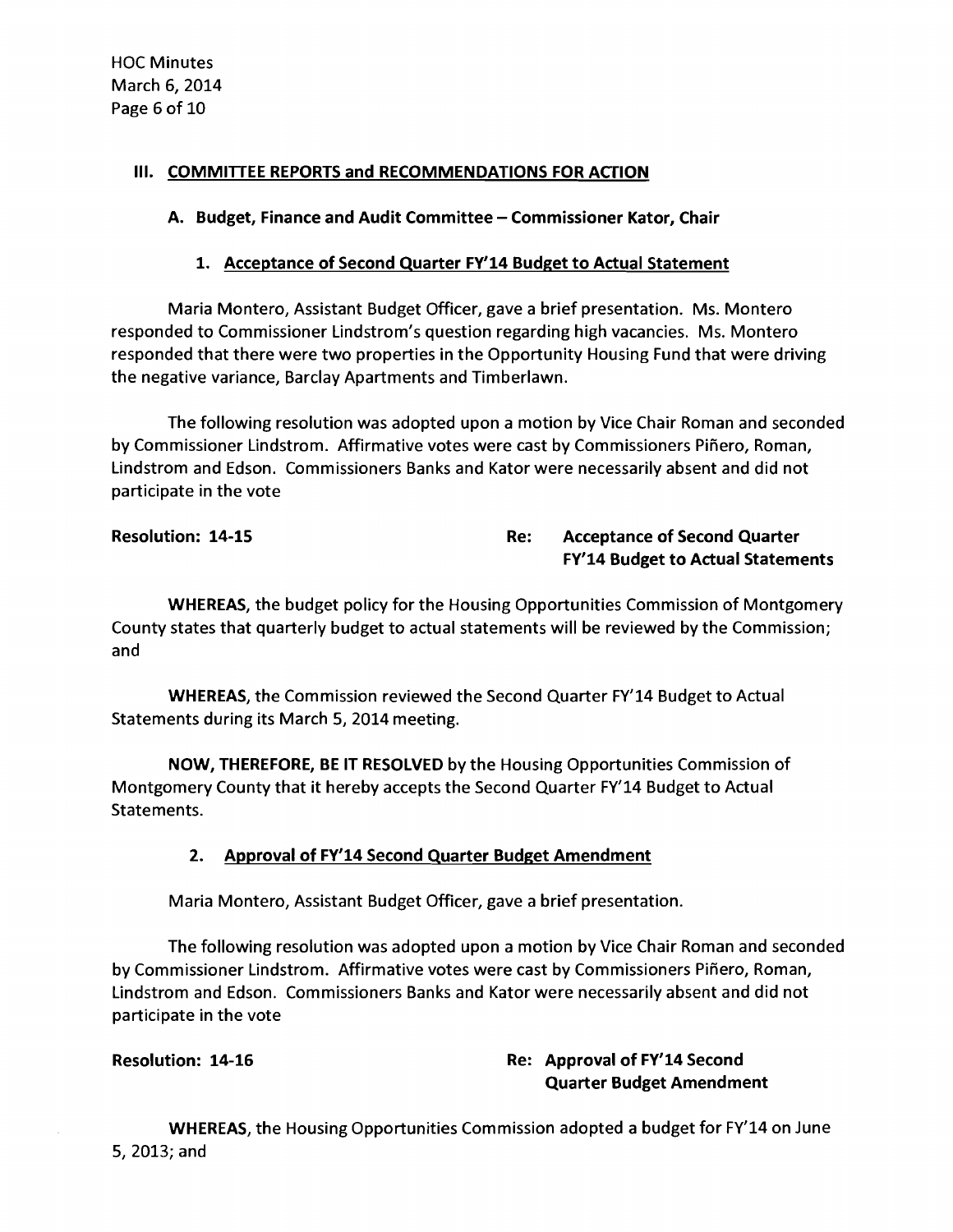## III. COMMITTEE REPORTS and RECOMMENDATIONS FOR ACTION

### A. Budget, Finance and Audit Committee – Commissioner Kator, Chair

#### 1. Acceptance of Second Quarter FY'14 Budget to Actual Statement

Maria Montero, Assistant Budget Officer, gave a brief presentation. Ms. Montero responded to Commissioner Lindstrom's question regarding high vacancies. Ms. Montero responded that there were two properties in the Opportunity Housing Fund that were driving the negative variance, Barclay Apartments and Timberlawn.

The following resolution was adopted upon a motion by Vice Chair Roman and seconded by Commissioner Lindstrom. Affirmative votes were cast by Commissioners Piñero, Roman, Lindstrom and Edson. Commissioners Banks and Kator were necessarily absent and did not participate in the vote

**Resolution: 14-15** **Re: Acceptance of Second Quarter FY'14 Budget to Actual Statements**

**WHEREAS**, the budget policy for the Housing Opportunities Commission of Montgomery County states that quarterly budget to actual statements will be reviewed by the Commission; and

**WHEREAS**, the Commission reviewed the Second Quarter FY'14 Budget to Actual Statements during its March 5, 2014 meeting.

**NOW, THEREFORE, BE IT RESOLVED** by the Housing Opportunities Commission of Montgomery County that it hereby accepts the Second Quarter FY'14 Budget to Actual Statements.

#### 2. Approval of FY'14 Second Quarter Budget Amendment

Maria Montero, Assistant Budget Officer, gave a brief presentation.

The following resolution was adopted upon a motion by Vice Chair Roman and seconded by Commissioner Lindstrom. Affirmative votes were cast by Commissioners Piñero, Roman, Lindstrom and Edson. Commissioners Banks and Kator were necessarily absent and did not participate in the vote

**Resolution: 14-16** **Re: Approval of FY'14 Second Quarter Budget Amendment**

**WHEREAS**, the Housing Opportunities Commission adopted a budget for FY'14 on June 5, 2013; and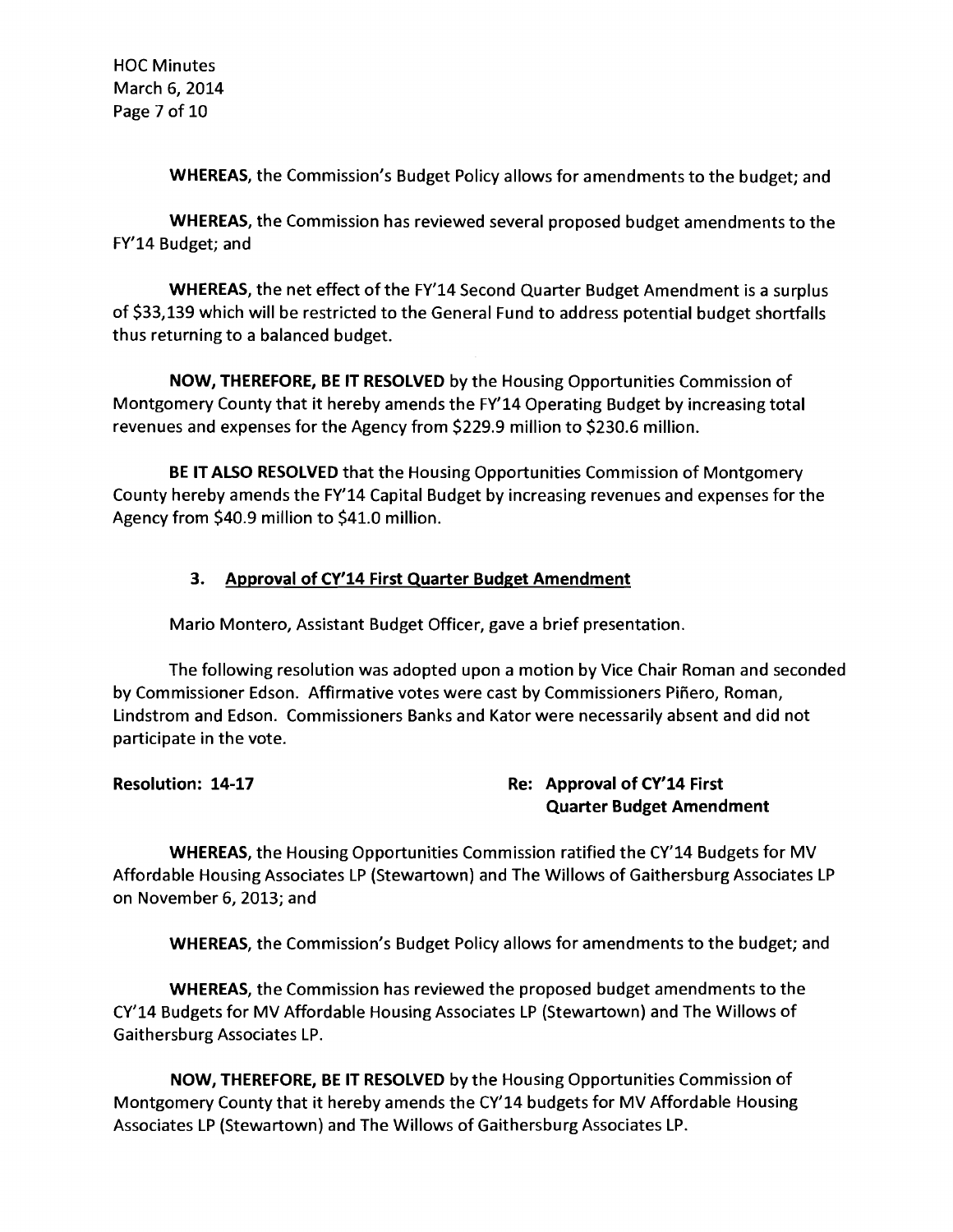**WHEREAS**, the Commission's Budget Policy allows for amendments to the budget; and

**WHEREAS**, the Commission has reviewed several proposed budget amendments to the FY'14 Budget; and

**WHEREAS**, the net effect of the FY'14 Second Quarter Budget Amendment is a surplus of $33,139 which will be restricted to the General Fund to address potential budget shortfalls thus returning to a balanced budget.

**NOW, THEREFORE, BE IT RESOLVED** by the Housing Opportunities Commission of Montgomery County that it hereby amends the FY'14 Operating Budget by increasing total revenues and expenses for the Agency from $229.9 million to $230.6 million.

**BE IT ALSO RESOLVED** that the Housing Opportunities Commission of Montgomery County hereby amends the FY'14 Capital Budget by increasing revenues and expenses for the Agency from $40.9 million to $41.0 million.

### 3. Approval of CY'14 First Quarter Budget Amendment

Mario Montero, Assistant Budget Officer, gave a brief presentation.

The following resolution was adopted upon a motion by Vice Chair Roman and seconded by Commissioner Edson. Affirmative votes were cast by Commissioners Piñero, Roman, Lindstrom and Edson. Commissioners Banks and Kator were necessarily absent and did not participate in the vote.

**Resolution: 14-17** **Re: Approval of CY'14 First Quarter Budget Amendment**

**WHEREAS**, the Housing Opportunities Commission ratified the CY'14 Budgets for MV Affordable Housing Associates LP (Stewartown) and The Willows of Gaithersburg Associates LP on November 6, 2013; and

**WHEREAS**, the Commission's Budget Policy allows for amendments to the budget; and

**WHEREAS**, the Commission has reviewed the proposed budget amendments to the CY'14 Budgets for MV Affordable Housing Associates LP (Stewartown) and The Willows of Gaithersburg Associates LP.

**NOW, THEREFORE, BE IT RESOLVED** by the Housing Opportunities Commission of Montgomery County that it hereby amends the CY'14 budgets for MV Affordable Housing Associates LP (Stewartown) and The Willows of Gaithersburg Associates LP.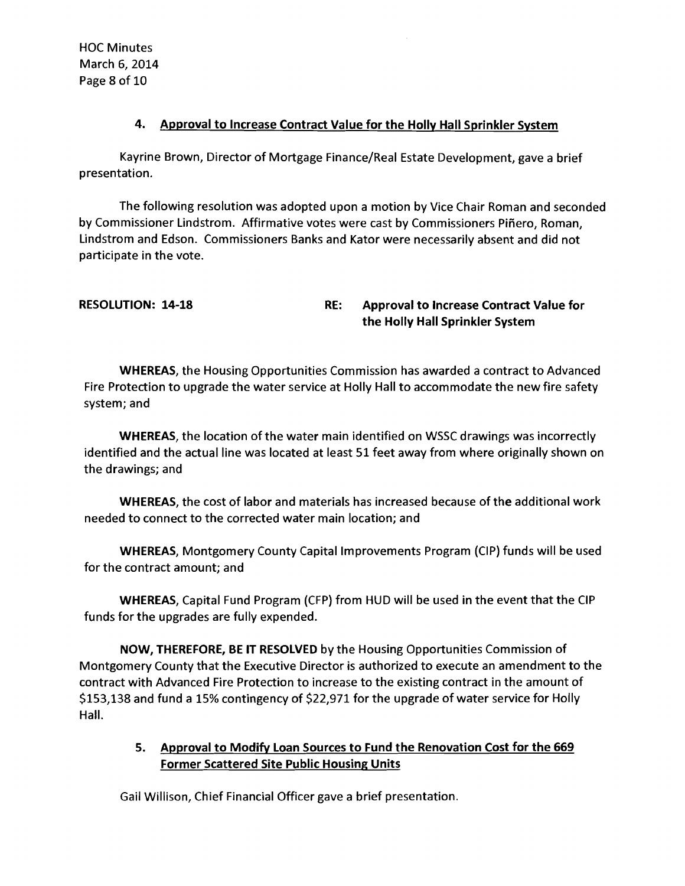### 4. Approval to Increase Contract Value for the Holly Hall Sprinkler System

Kayrine Brown, Director of Mortgage Finance/Real Estate Development, gave a brief presentation.

The following resolution was adopted upon a motion by Vice Chair Roman and seconded by Commissioner Lindstrom. Affirmative votes were cast by Commissioners Piñero, Roman, Lindstrom and Edson. Commissioners Banks and Kator were necessarily absent and did not participate in the vote.

**RESOLUTION: 14-18** **RE: Approval to Increase Contract Value for the Holly Hall Sprinkler System**

**WHEREAS**, the Housing Opportunities Commission has awarded a contract to Advanced Fire Protection to upgrade the water service at Holly Hall to accommodate the new fire safety system; and

**WHEREAS**, the location of the water main identified on WSSC drawings was incorrectly identified and the actual line was located at least 51 feet away from where originally shown on the drawings; and

**WHEREAS**, the cost of labor and materials has increased because of the additional work needed to connect to the corrected water main location; and

**WHEREAS**, Montgomery County Capital Improvements Program (CIP) funds will be used for the contract amount; and

**WHEREAS**, Capital Fund Program (CFP) from HUD will be used in the event that the CIP funds for the upgrades are fully expended.

**NOW, THEREFORE, BE IT RESOLVED** by the Housing Opportunities Commission of Montgomery County that the Executive Director is authorized to execute an amendment to the contract with Advanced Fire Protection to increase to the existing contract in the amount of $153,138 and fund a 15% contingency of $22,971 for the upgrade of water service for Holly Hall.

### 5. Approval to Modify Loan Sources to Fund the Renovation Cost for the 669 Former Scattered Site Public Housing Units

Gail Willison, Chief Financial Officer gave a brief presentation.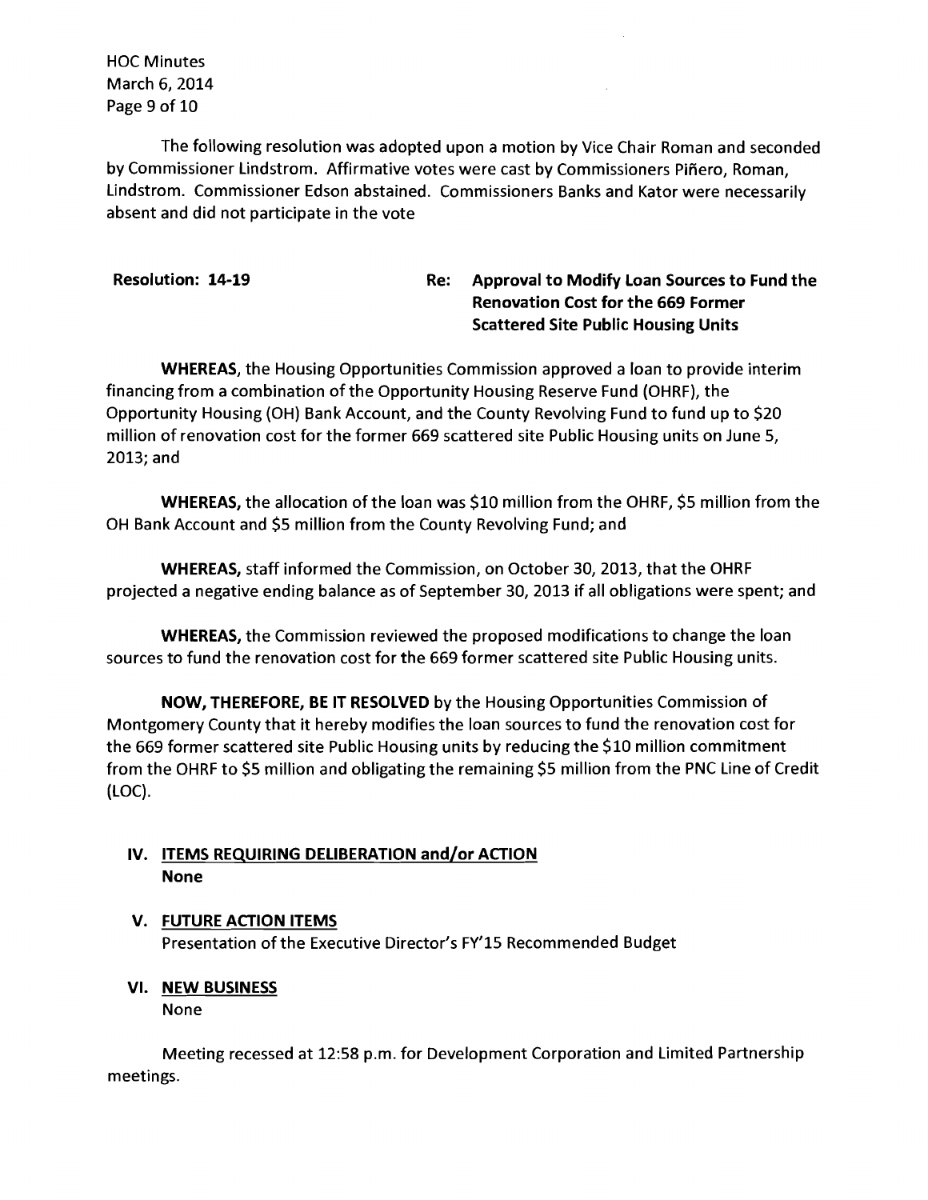The following resolution was adopted upon a motion by Vice Chair Roman and seconded by Commissioner Lindstrom. Affirmative votes were cast by Commissioners Piñero, Roman, Lindstrom. Commissioner Edson abstained. Commissioners Banks and Kator were necessarily absent and did not participate in the vote

**Resolution: 14-19** **Re: Approval to Modify Loan Sources to Fund the Renovation Cost for the 669 Former Scattered Site Public Housing Units**

**WHEREAS**, the Housing Opportunities Commission approved a loan to provide interim financing from a combination of the Opportunity Housing Reserve Fund (OHRF), the Opportunity Housing (OH) Bank Account, and the County Revolving Fund to fund up to $20 million of renovation cost for the former 669 scattered site Public Housing units on June 5, 2013; and

**WHEREAS,** the allocation of the loan was $10 million from the OHRF, $5 million from the OH Bank Account and $5 million from the County Revolving Fund; and

**WHEREAS,** staff informed the Commission, on October 30, 2013, that the OHRF projected a negative ending balance as of September 30, 2013 if all obligations were spent; and

**WHEREAS,** the Commission reviewed the proposed modifications to change the loan sources to fund the renovation cost for the 669 former scattered site Public Housing units.

**NOW, THEREFORE, BE IT RESOLVED** by the Housing Opportunities Commission of Montgomery County that it hereby modifies the loan sources to fund the renovation cost for the 669 former scattered site Public Housing units by reducing the $10 million commitment from the OHRF to $5 million and obligating the remaining $5 million from the PNC Line of Credit (LOC).

## IV. ITEMS REQUIRING DELIBERATION and/or ACTION

**None**

## V. FUTURE ACTION ITEMS

Presentation of the Executive Director's FY'15 Recommended Budget

## VI. NEW BUSINESS

None

Meeting recessed at 12:58 p.m. for Development Corporation and Limited Partnership meetings.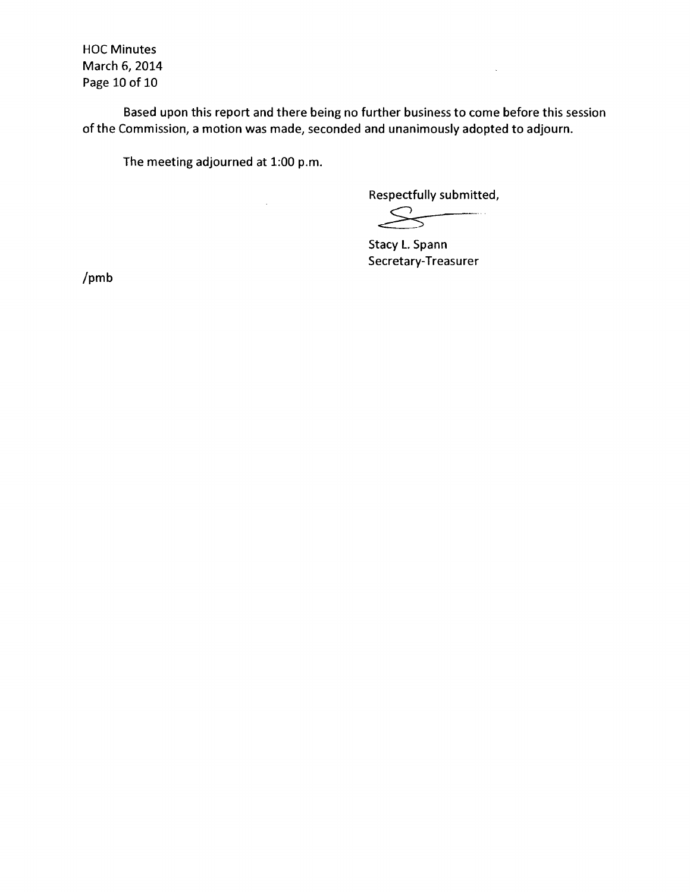Based upon this report and there being no further business to come before this session of the Commission, a motion was made, seconded and unanimously adopted to adjourn.

The meeting adjourned at 1:00 p.m.

Respectfully submitted,

Stacy L. Spann
Secretary-Treasurer

/pmb